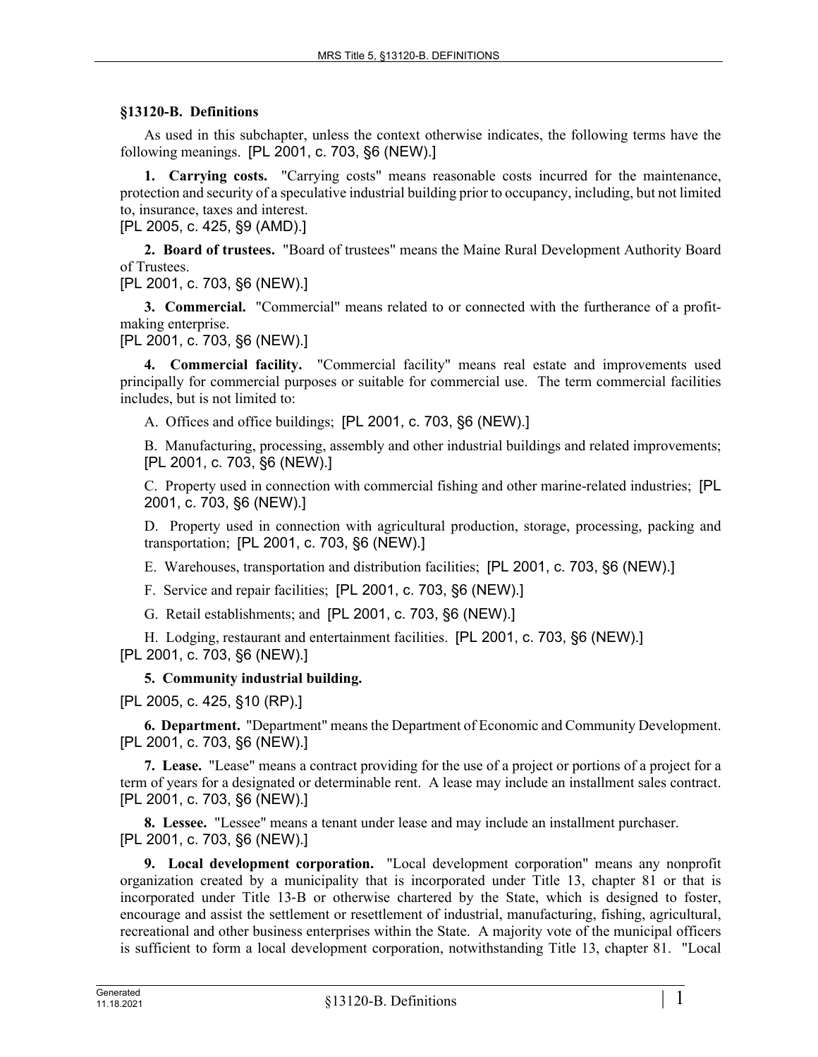## §13120-B. Definitions

As used in this subchapter, unless the context otherwise indicates, the following terms have the following meanings. [PL 2001, c. 703, §6 (NEW).]

**1. Carrying costs.** "Carrying costs" means reasonable costs incurred for the maintenance, protection and security of a speculative industrial building prior to occupancy, including, but not limited to, insurance, taxes and interest.

[PL 2005, c. 425, §9 (AMD).]

**2. Board of trustees.** "Board of trustees" means the Maine Rural Development Authority Board of Trustees.

[PL 2001, c. 703, §6 (NEW).]

**3. Commercial.** "Commercial" means related to or connected with the furtherance of a profit-making enterprise.

[PL 2001, c. 703, §6 (NEW).]

**4. Commercial facility.** "Commercial facility" means real estate and improvements used principally for commercial purposes or suitable for commercial use. The term commercial facilities includes, but is not limited to:

A. Offices and office buildings; [PL 2001, c. 703, §6 (NEW).]

B. Manufacturing, processing, assembly and other industrial buildings and related improvements; [PL 2001, c. 703, §6 (NEW).]

C. Property used in connection with commercial fishing and other marine-related industries; [PL 2001, c. 703, §6 (NEW).]

D. Property used in connection with agricultural production, storage, processing, packing and transportation; [PL 2001, c. 703, §6 (NEW).]

E. Warehouses, transportation and distribution facilities; [PL 2001, c. 703, §6 (NEW).]

F. Service and repair facilities; [PL 2001, c. 703, §6 (NEW).]

G. Retail establishments; and [PL 2001, c. 703, §6 (NEW).]

H. Lodging, restaurant and entertainment facilities. [PL 2001, c. 703, §6 (NEW).]

[PL 2001, c. 703, §6 (NEW).]

**5. Community industrial building.**

[PL 2005, c. 425, §10 (RP).]

**6. Department.** "Department" means the Department of Economic and Community Development.

[PL 2001, c. 703, §6 (NEW).]

**7. Lease.** "Lease" means a contract providing for the use of a project or portions of a project for a term of years for a designated or determinable rent. A lease may include an installment sales contract.

[PL 2001, c. 703, §6 (NEW).]

**8. Lessee.** "Lessee" means a tenant under lease and may include an installment purchaser.

[PL 2001, c. 703, §6 (NEW).]

**9. Local development corporation.** "Local development corporation" means any nonprofit organization created by a municipality that is incorporated under Title 13, chapter 81 or that is incorporated under Title 13-B or otherwise chartered by the State, which is designed to foster, encourage and assist the settlement or resettlement of industrial, manufacturing, fishing, agricultural, recreational and other business enterprises within the State. A majority vote of the municipal officers is sufficient to form a local development corporation, notwithstanding Title 13, chapter 81. "Local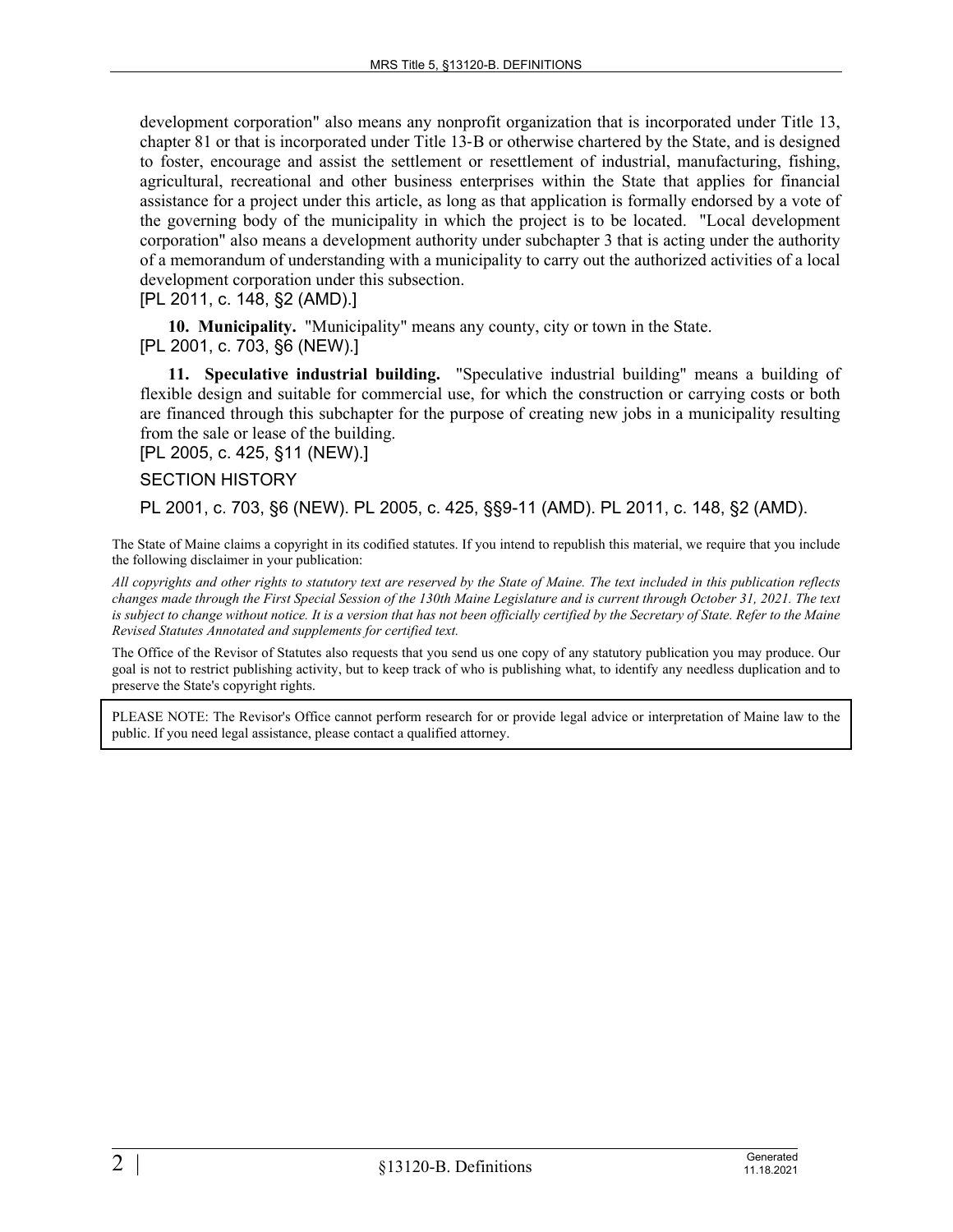development corporation" also means any nonprofit organization that is incorporated under Title 13, chapter 81 or that is incorporated under Title 13-B or otherwise chartered by the State, and is designed to foster, encourage and assist the settlement or resettlement of industrial, manufacturing, fishing, agricultural, recreational and other business enterprises within the State that applies for financial assistance for a project under this article, as long as that application is formally endorsed by a vote of the governing body of the municipality in which the project is to be located. "Local development corporation" also means a development authority under subchapter 3 that is acting under the authority of a memorandum of understanding with a municipality to carry out the authorized activities of a local development corporation under this subsection.
[PL 2011, c. 148, §2 (AMD).]

**10. Municipality.** "Municipality" means any county, city or town in the State.
[PL 2001, c. 703, §6 (NEW).]

**11. Speculative industrial building.** "Speculative industrial building" means a building of flexible design and suitable for commercial use, for which the construction or carrying costs or both are financed through this subchapter for the purpose of creating new jobs in a municipality resulting from the sale or lease of the building.
[PL 2005, c. 425, §11 (NEW).]

SECTION HISTORY

PL 2001, c. 703, §6 (NEW). PL 2005, c. 425, §§9-11 (AMD). PL 2011, c. 148, §2 (AMD).

The State of Maine claims a copyright in its codified statutes. If you intend to republish this material, we require that you include the following disclaimer in your publication:

*All copyrights and other rights to statutory text are reserved by the State of Maine. The text included in this publication reflects changes made through the First Special Session of the 130th Maine Legislature and is current through October 31, 2021. The text is subject to change without notice. It is a version that has not been officially certified by the Secretary of State. Refer to the Maine Revised Statutes Annotated and supplements for certified text.*

The Office of the Revisor of Statutes also requests that you send us one copy of any statutory publication you may produce. Our goal is not to restrict publishing activity, but to keep track of who is publishing what, to identify any needless duplication and to preserve the State's copyright rights.

PLEASE NOTE: The Revisor's Office cannot perform research for or provide legal advice or interpretation of Maine law to the public. If you need legal assistance, please contact a qualified attorney.